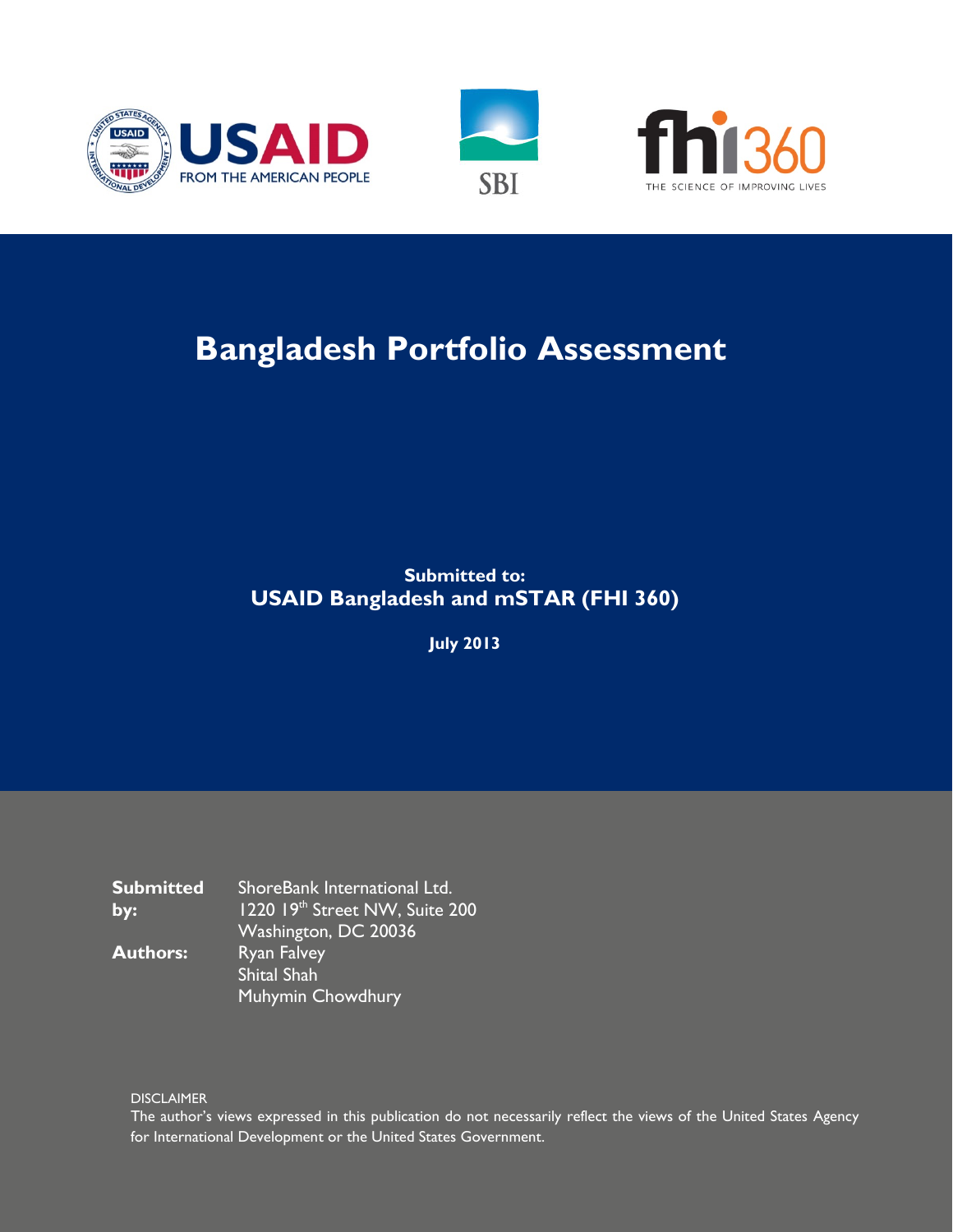# Bangladesh Portfolio Assessment

**Submitted to:**
**USAID Bangladesh and mSTAR (FHI 360)**

**July 2013**

**Submitted by:** ShoreBank International Ltd.
1220 19th Street NW, Suite 200
Washington, DC 20036

**Authors:** Ryan Falvey
Shital Shah
Muhymin Chowdhury

DISCLAIMER
The author's views expressed in this publication do not necessarily reflect the views of the United States Agency for International Development or the United States Government.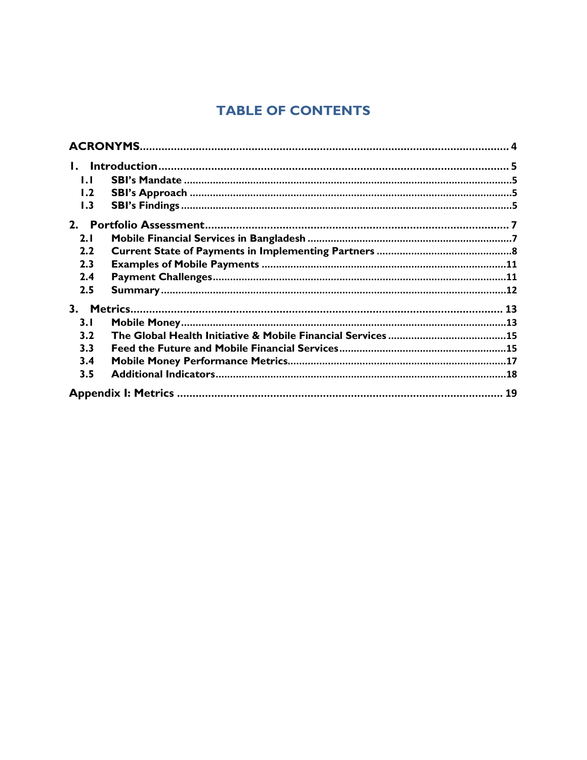# TABLE OF CONTENTS

**ACRONYMS** ........ 4

**1. Introduction** ........ 5

- **1.1 SBI's Mandate** ........ 5
- **1.2 SBI's Approach** ........ 5
- **1.3 SBI's Findings** ........ 5

**2. Portfolio Assessment** ........ 7

- **2.1 Mobile Financial Services in Bangladesh** ........ 7
- **2.2 Current State of Payments in Implementing Partners** ........ 8
- **2.3 Examples of Mobile Payments** ........ 11
- **2.4 Payment Challenges** ........ 11
- **2.5 Summary** ........ 12

**3. Metrics** ........ 13

- **3.1 Mobile Money** ........ 13
- **3.2 The Global Health Initiative & Mobile Financial Services** ........ 15
- **3.3 Feed the Future and Mobile Financial Services** ........ 15
- **3.4 Mobile Money Performance Metrics** ........ 17
- **3.5 Additional Indicators** ........ 18

**Appendix I: Metrics** ........ 19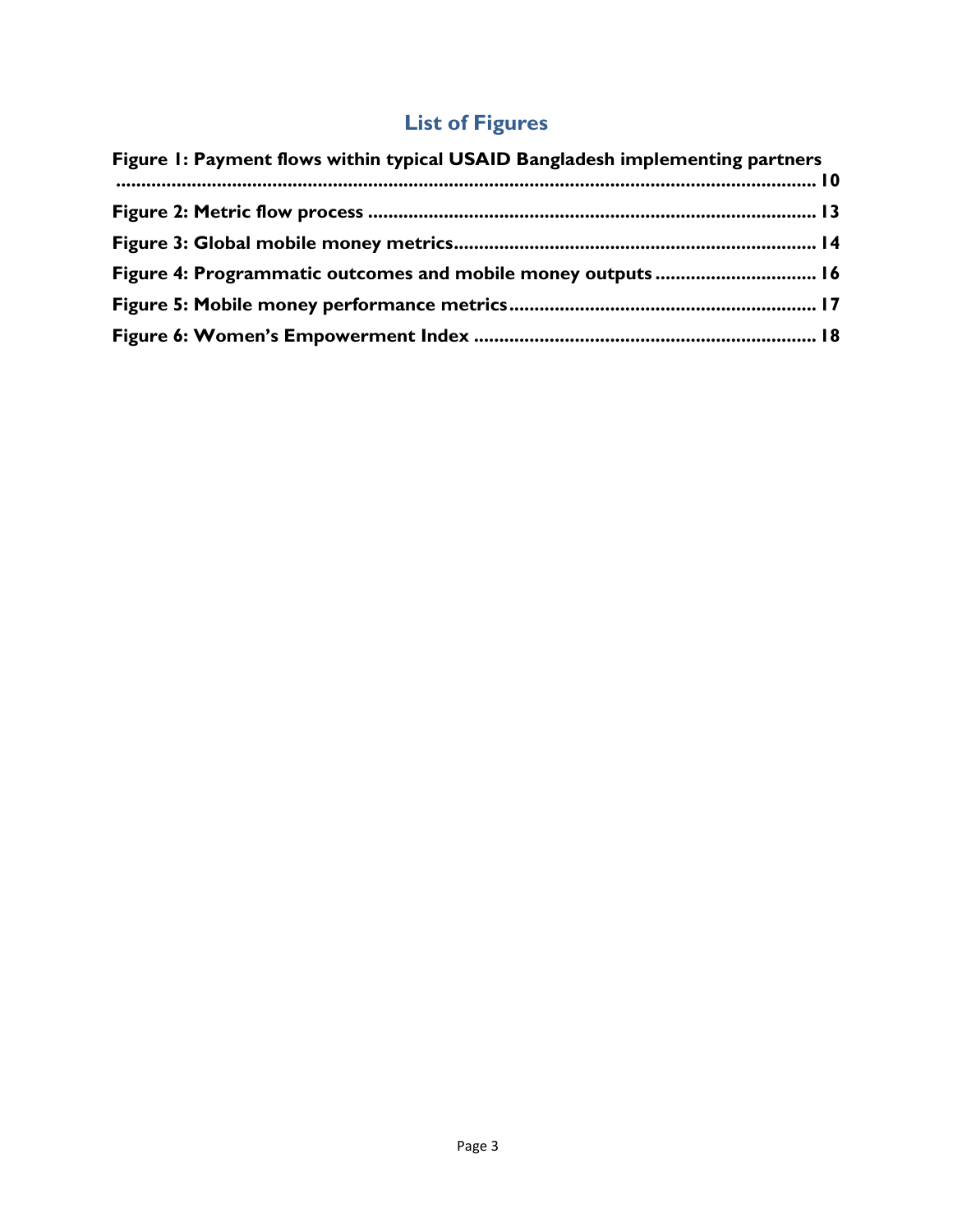## List of Figures

**Figure 1: Payment flows within typical USAID Bangladesh implementing partners ........ 10**

**Figure 2: Metric flow process ........ 13**

**Figure 3: Global mobile money metrics ........ 14**

**Figure 4: Programmatic outcomes and mobile money outputs ........ 16**

**Figure 5: Mobile money performance metrics ........ 17**

**Figure 6: Women's Empowerment Index ........ 18**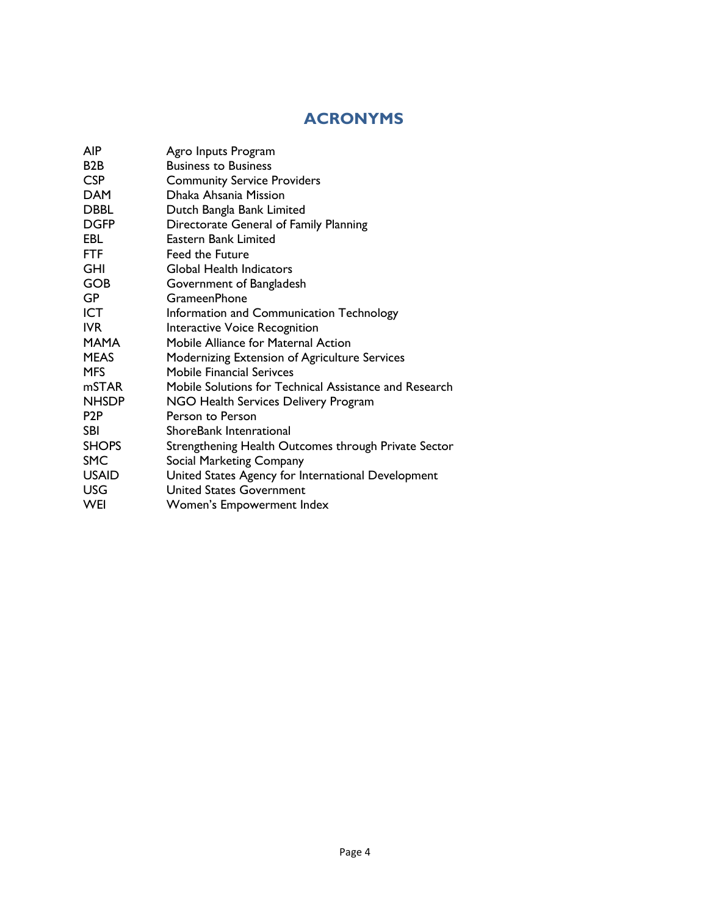# ACRONYMS

| | |
|---|---|
| AIP | Agro Inputs Program |
| B2B | Business to Business |
| CSP | Community Service Providers |
| DAM | Dhaka Ahsania Mission |
| DBBL | Dutch Bangla Bank Limited |
| DGFP | Directorate General of Family Planning |
| EBL | Eastern Bank Limited |
| FTF | Feed the Future |
| GHI | Global Health Indicators |
| GOB | Government of Bangladesh |
| GP | GrameenPhone |
| ICT | Information and Communication Technology |
| IVR | Interactive Voice Recognition |
| MAMA | Mobile Alliance for Maternal Action |
| MEAS | Modernizing Extension of Agriculture Services |
| MFS | Mobile Financial Serivces |
| mSTAR | Mobile Solutions for Technical Assistance and Research |
| NHSDP | NGO Health Services Delivery Program |
| P2P | Person to Person |
| SBI | ShoreBank Intenrational |
| SHOPS | Strengthening Health Outcomes through Private Sector |
| SMC | Social Marketing Company |
| USAID | United States Agency for International Development |
| USG | United States Government |
| WEI | Women's Empowerment Index |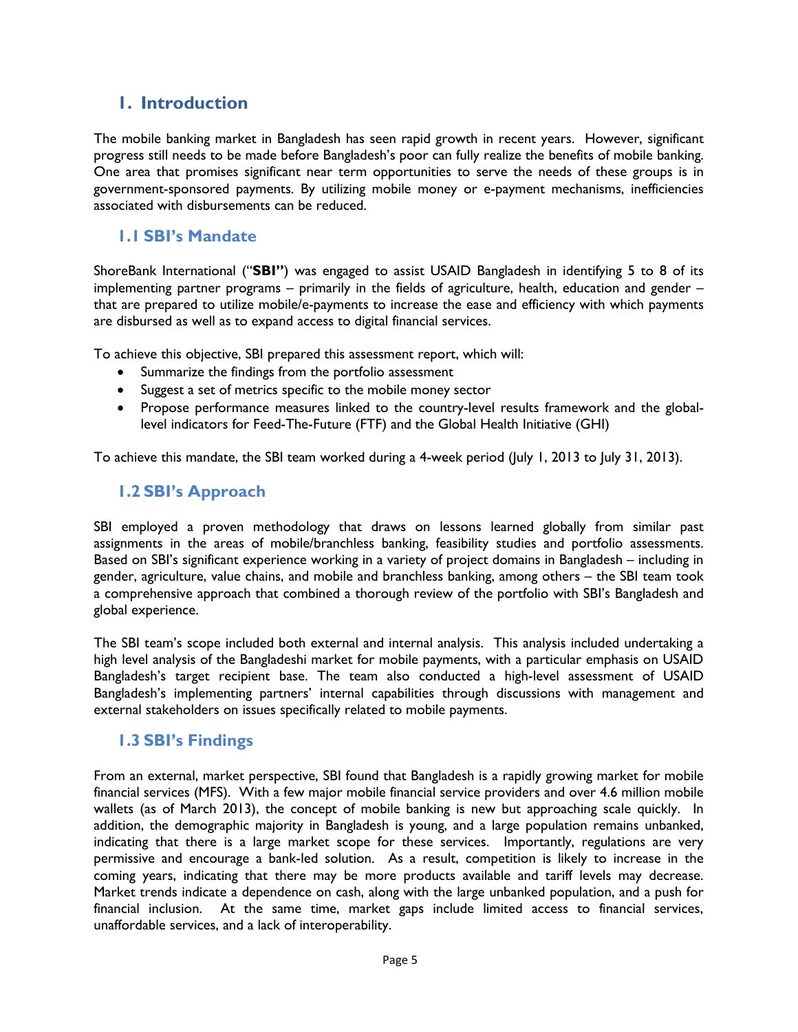# 1. Introduction

The mobile banking market in Bangladesh has seen rapid growth in recent years. However, significant progress still needs to be made before Bangladesh's poor can fully realize the benefits of mobile banking. One area that promises significant near term opportunities to serve the needs of these groups is in government-sponsored payments. By utilizing mobile money or e-payment mechanisms, inefficiencies associated with disbursements can be reduced.

## 1.1 SBI's Mandate

ShoreBank International ("**SBI"**) was engaged to assist USAID Bangladesh in identifying 5 to 8 of its implementing partner programs – primarily in the fields of agriculture, health, education and gender – that are prepared to utilize mobile/e-payments to increase the ease and efficiency with which payments are disbursed as well as to expand access to digital financial services.

To achieve this objective, SBI prepared this assessment report, which will:

- Summarize the findings from the portfolio assessment
- Suggest a set of metrics specific to the mobile money sector
- Propose performance measures linked to the country-level results framework and the global-level indicators for Feed-The-Future (FTF) and the Global Health Initiative (GHI)

To achieve this mandate, the SBI team worked during a 4-week period (July 1, 2013 to July 31, 2013).

## 1.2 SBI's Approach

SBI employed a proven methodology that draws on lessons learned globally from similar past assignments in the areas of mobile/branchless banking, feasibility studies and portfolio assessments. Based on SBI's significant experience working in a variety of project domains in Bangladesh – including in gender, agriculture, value chains, and mobile and branchless banking, among others – the SBI team took a comprehensive approach that combined a thorough review of the portfolio with SBI's Bangladesh and global experience.

The SBI team's scope included both external and internal analysis. This analysis included undertaking a high level analysis of the Bangladeshi market for mobile payments, with a particular emphasis on USAID Bangladesh's target recipient base. The team also conducted a high-level assessment of USAID Bangladesh's implementing partners' internal capabilities through discussions with management and external stakeholders on issues specifically related to mobile payments.

## 1.3 SBI's Findings

From an external, market perspective, SBI found that Bangladesh is a rapidly growing market for mobile financial services (MFS). With a few major mobile financial service providers and over 4.6 million mobile wallets (as of March 2013), the concept of mobile banking is new but approaching scale quickly. In addition, the demographic majority in Bangladesh is young, and a large population remains unbanked, indicating that there is a large market scope for these services. Importantly, regulations are very permissive and encourage a bank-led solution. As a result, competition is likely to increase in the coming years, indicating that there may be more products available and tariff levels may decrease. Market trends indicate a dependence on cash, along with the large unbanked population, and a push for financial inclusion. At the same time, market gaps include limited access to financial services, unaffordable services, and a lack of interoperability.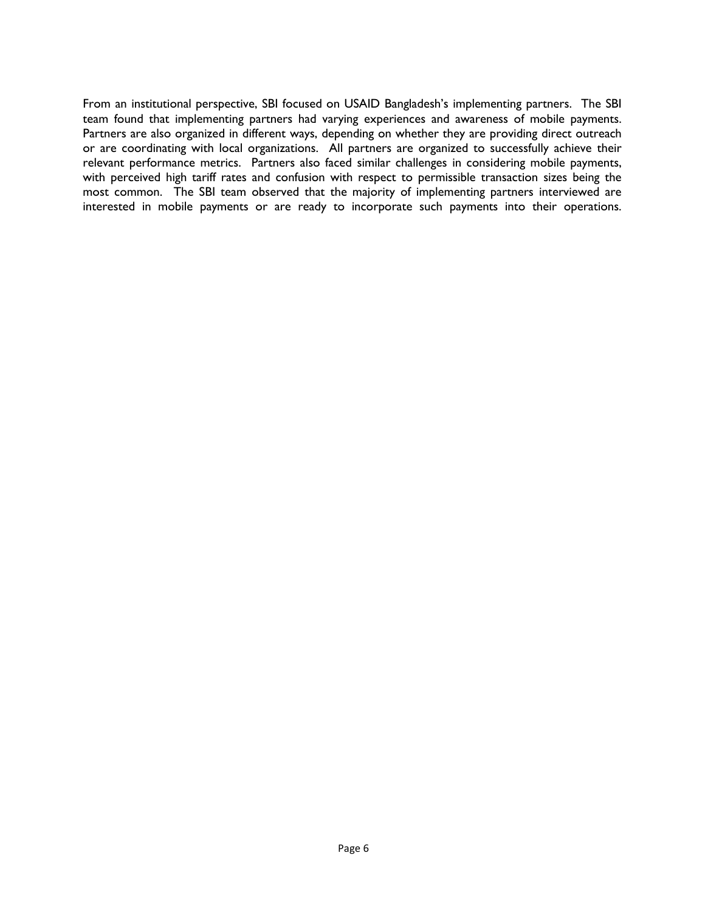From an institutional perspective, SBI focused on USAID Bangladesh's implementing partners. The SBI team found that implementing partners had varying experiences and awareness of mobile payments. Partners are also organized in different ways, depending on whether they are providing direct outreach or are coordinating with local organizations. All partners are organized to successfully achieve their relevant performance metrics. Partners also faced similar challenges in considering mobile payments, with perceived high tariff rates and confusion with respect to permissible transaction sizes being the most common. The SBI team observed that the majority of implementing partners interviewed are interested in mobile payments or are ready to incorporate such payments into their operations.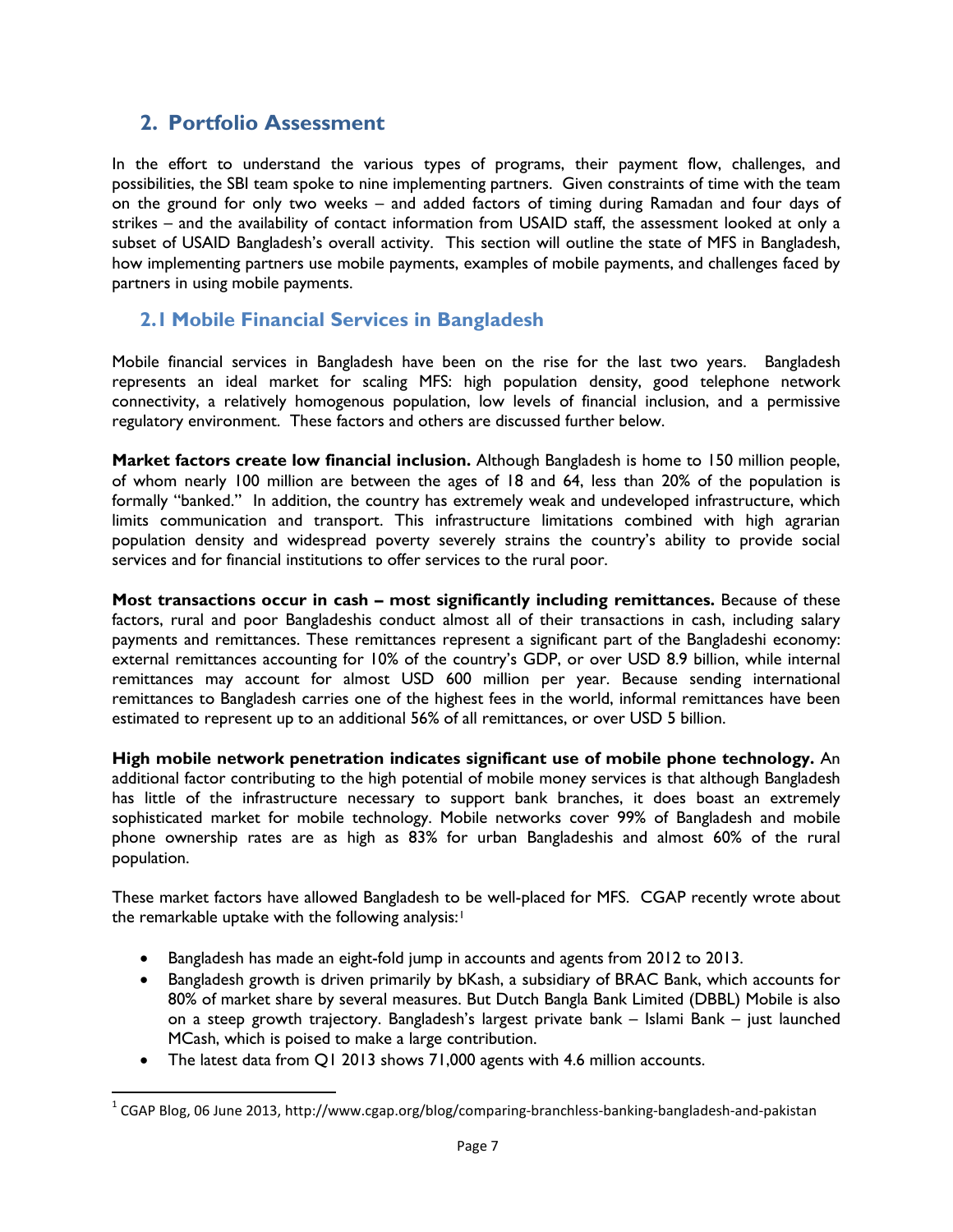## 2. Portfolio Assessment

In the effort to understand the various types of programs, their payment flow, challenges, and possibilities, the SBI team spoke to nine implementing partners. Given constraints of time with the team on the ground for only two weeks – and added factors of timing during Ramadan and four days of strikes – and the availability of contact information from USAID staff, the assessment looked at only a subset of USAID Bangladesh's overall activity. This section will outline the state of MFS in Bangladesh, how implementing partners use mobile payments, examples of mobile payments, and challenges faced by partners in using mobile payments.

### 2.1 Mobile Financial Services in Bangladesh

Mobile financial services in Bangladesh have been on the rise for the last two years. Bangladesh represents an ideal market for scaling MFS: high population density, good telephone network connectivity, a relatively homogenous population, low levels of financial inclusion, and a permissive regulatory environment. These factors and others are discussed further below.

**Market factors create low financial inclusion.** Although Bangladesh is home to 150 million people, of whom nearly 100 million are between the ages of 18 and 64, less than 20% of the population is formally "banked." In addition, the country has extremely weak and undeveloped infrastructure, which limits communication and transport. This infrastructure limitations combined with high agrarian population density and widespread poverty severely strains the country's ability to provide social services and for financial institutions to offer services to the rural poor.

**Most transactions occur in cash – most significantly including remittances.** Because of these factors, rural and poor Bangladeshis conduct almost all of their transactions in cash, including salary payments and remittances. These remittances represent a significant part of the Bangladeshi economy: external remittances accounting for 10% of the country's GDP, or over USD 8.9 billion, while internal remittances may account for almost USD 600 million per year. Because sending international remittances to Bangladesh carries one of the highest fees in the world, informal remittances have been estimated to represent up to an additional 56% of all remittances, or over USD 5 billion.

**High mobile network penetration indicates significant use of mobile phone technology.** An additional factor contributing to the high potential of mobile money services is that although Bangladesh has little of the infrastructure necessary to support bank branches, it does boast an extremely sophisticated market for mobile technology. Mobile networks cover 99% of Bangladesh and mobile phone ownership rates are as high as 83% for urban Bangladeshis and almost 60% of the rural population.

These market factors have allowed Bangladesh to be well-placed for MFS. CGAP recently wrote about the remarkable uptake with the following analysis:[1]

- Bangladesh has made an eight-fold jump in accounts and agents from 2012 to 2013.
- Bangladesh growth is driven primarily by bKash, a subsidiary of BRAC Bank, which accounts for 80% of market share by several measures. But Dutch Bangla Bank Limited (DBBL) Mobile is also on a steep growth trajectory. Bangladesh's largest private bank – Islami Bank – just launched MCash, which is poised to make a large contribution.
- The latest data from Q1 2013 shows 71,000 agents with 4.6 million accounts.

[1] CGAP Blog, 06 June 2013, http://www.cgap.org/blog/comparing-branchless-banking-bangladesh-and-pakistan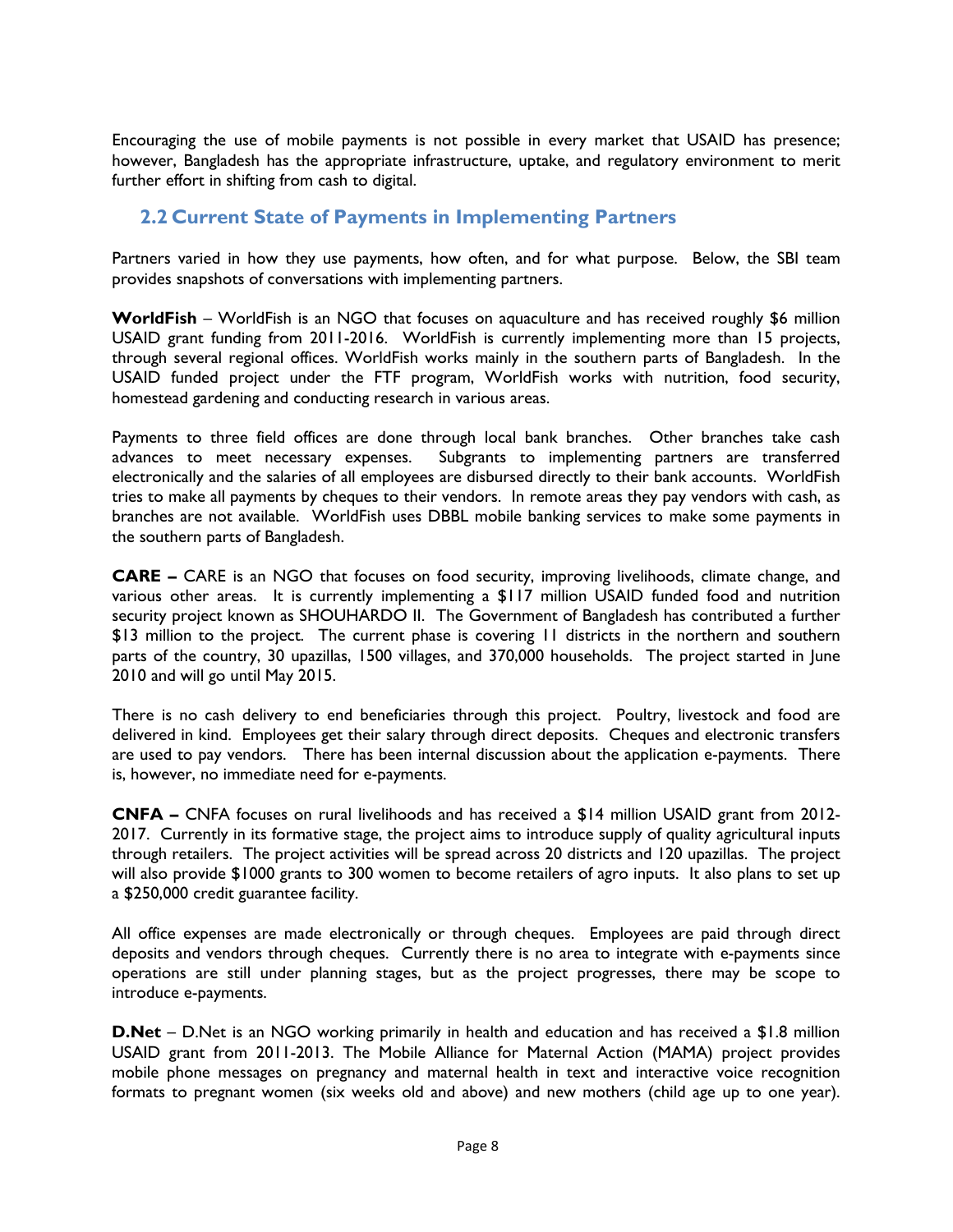Encouraging the use of mobile payments is not possible in every market that USAID has presence; however, Bangladesh has the appropriate infrastructure, uptake, and regulatory environment to merit further effort in shifting from cash to digital.

## 2.2 Current State of Payments in Implementing Partners

Partners varied in how they use payments, how often, and for what purpose. Below, the SBI team provides snapshots of conversations with implementing partners.

**WorldFish** – WorldFish is an NGO that focuses on aquaculture and has received roughly $6 million USAID grant funding from 2011-2016. WorldFish is currently implementing more than 15 projects, through several regional offices. WorldFish works mainly in the southern parts of Bangladesh. In the USAID funded project under the FTF program, WorldFish works with nutrition, food security, homestead gardening and conducting research in various areas.

Payments to three field offices are done through local bank branches. Other branches take cash advances to meet necessary expenses. Subgrants to implementing partners are transferred electronically and the salaries of all employees are disbursed directly to their bank accounts. WorldFish tries to make all payments by cheques to their vendors. In remote areas they pay vendors with cash, as branches are not available. WorldFish uses DBBL mobile banking services to make some payments in the southern parts of Bangladesh.

**CARE –** CARE is an NGO that focuses on food security, improving livelihoods, climate change, and various other areas. It is currently implementing a $117 million USAID funded food and nutrition security project known as SHOUHARDO II. The Government of Bangladesh has contributed a further $13 million to the project. The current phase is covering 11 districts in the northern and southern parts of the country, 30 upazillas, 1500 villages, and 370,000 households. The project started in June 2010 and will go until May 2015.

There is no cash delivery to end beneficiaries through this project. Poultry, livestock and food are delivered in kind. Employees get their salary through direct deposits. Cheques and electronic transfers are used to pay vendors. There has been internal discussion about the application e-payments. There is, however, no immediate need for e-payments.

**CNFA –** CNFA focuses on rural livelihoods and has received a $14 million USAID grant from 2012-2017. Currently in its formative stage, the project aims to introduce supply of quality agricultural inputs through retailers. The project activities will be spread across 20 districts and 120 upazillas. The project will also provide $1000 grants to 300 women to become retailers of agro inputs. It also plans to set up a $250,000 credit guarantee facility.

All office expenses are made electronically or through cheques. Employees are paid through direct deposits and vendors through cheques. Currently there is no area to integrate with e-payments since operations are still under planning stages, but as the project progresses, there may be scope to introduce e-payments.

**D.Net** – D.Net is an NGO working primarily in health and education and has received a $1.8 million USAID grant from 2011-2013. The Mobile Alliance for Maternal Action (MAMA) project provides mobile phone messages on pregnancy and maternal health in text and interactive voice recognition formats to pregnant women (six weeks old and above) and new mothers (child age up to one year).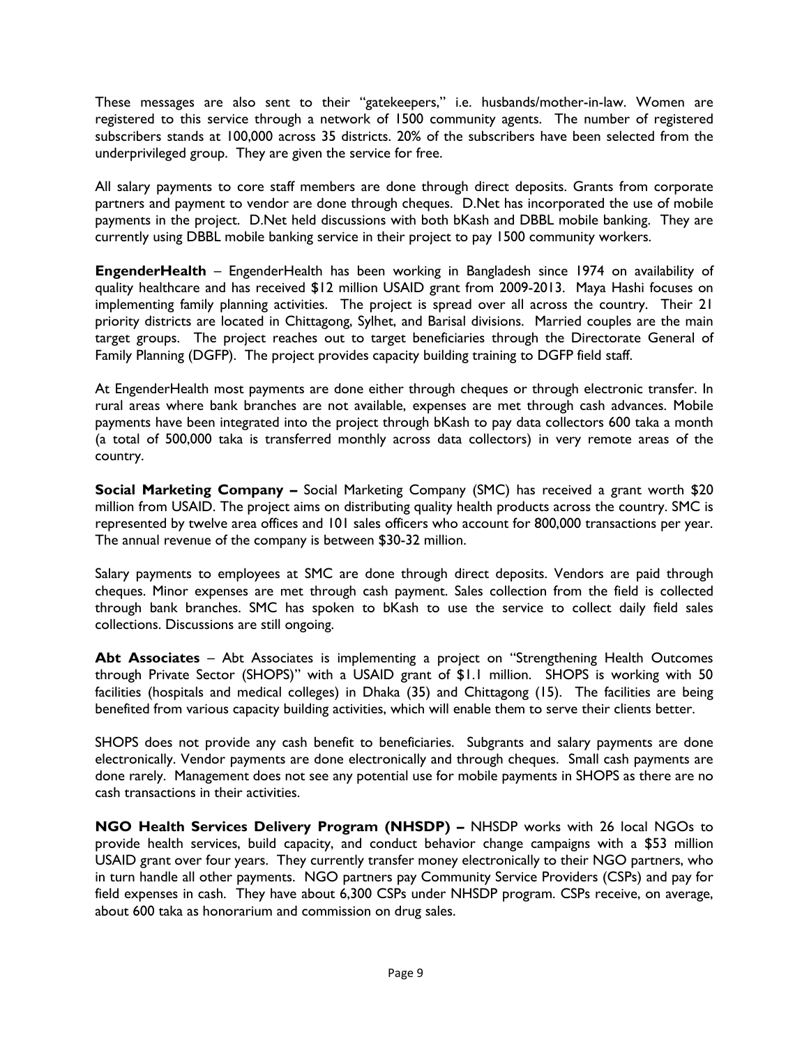These messages are also sent to their "gatekeepers," i.e. husbands/mother-in-law. Women are registered to this service through a network of 1500 community agents. The number of registered subscribers stands at 100,000 across 35 districts. 20% of the subscribers have been selected from the underprivileged group. They are given the service for free.

All salary payments to core staff members are done through direct deposits. Grants from corporate partners and payment to vendor are done through cheques. D.Net has incorporated the use of mobile payments in the project. D.Net held discussions with both bKash and DBBL mobile banking. They are currently using DBBL mobile banking service in their project to pay 1500 community workers.

**EngenderHealth** – EngenderHealth has been working in Bangladesh since 1974 on availability of quality healthcare and has received $12 million USAID grant from 2009-2013. Maya Hashi focuses on implementing family planning activities. The project is spread over all across the country. Their 21 priority districts are located in Chittagong, Sylhet, and Barisal divisions. Married couples are the main target groups. The project reaches out to target beneficiaries through the Directorate General of Family Planning (DGFP). The project provides capacity building training to DGFP field staff.

At EngenderHealth most payments are done either through cheques or through electronic transfer. In rural areas where bank branches are not available, expenses are met through cash advances. Mobile payments have been integrated into the project through bKash to pay data collectors 600 taka a month (a total of 500,000 taka is transferred monthly across data collectors) in very remote areas of the country.

**Social Marketing Company –** Social Marketing Company (SMC) has received a grant worth $20 million from USAID. The project aims on distributing quality health products across the country. SMC is represented by twelve area offices and 101 sales officers who account for 800,000 transactions per year. The annual revenue of the company is between $30-32 million.

Salary payments to employees at SMC are done through direct deposits. Vendors are paid through cheques. Minor expenses are met through cash payment. Sales collection from the field is collected through bank branches. SMC has spoken to bKash to use the service to collect daily field sales collections. Discussions are still ongoing.

**Abt Associates** – Abt Associates is implementing a project on "Strengthening Health Outcomes through Private Sector (SHOPS)" with a USAID grant of $1.1 million. SHOPS is working with 50 facilities (hospitals and medical colleges) in Dhaka (35) and Chittagong (15). The facilities are being benefited from various capacity building activities, which will enable them to serve their clients better.

SHOPS does not provide any cash benefit to beneficiaries. Subgrants and salary payments are done electronically. Vendor payments are done electronically and through cheques. Small cash payments are done rarely. Management does not see any potential use for mobile payments in SHOPS as there are no cash transactions in their activities.

**NGO Health Services Delivery Program (NHSDP) –** NHSDP works with 26 local NGOs to provide health services, build capacity, and conduct behavior change campaigns with a $53 million USAID grant over four years. They currently transfer money electronically to their NGO partners, who in turn handle all other payments. NGO partners pay Community Service Providers (CSPs) and pay for field expenses in cash. They have about 6,300 CSPs under NHSDP program. CSPs receive, on average, about 600 taka as honorarium and commission on drug sales.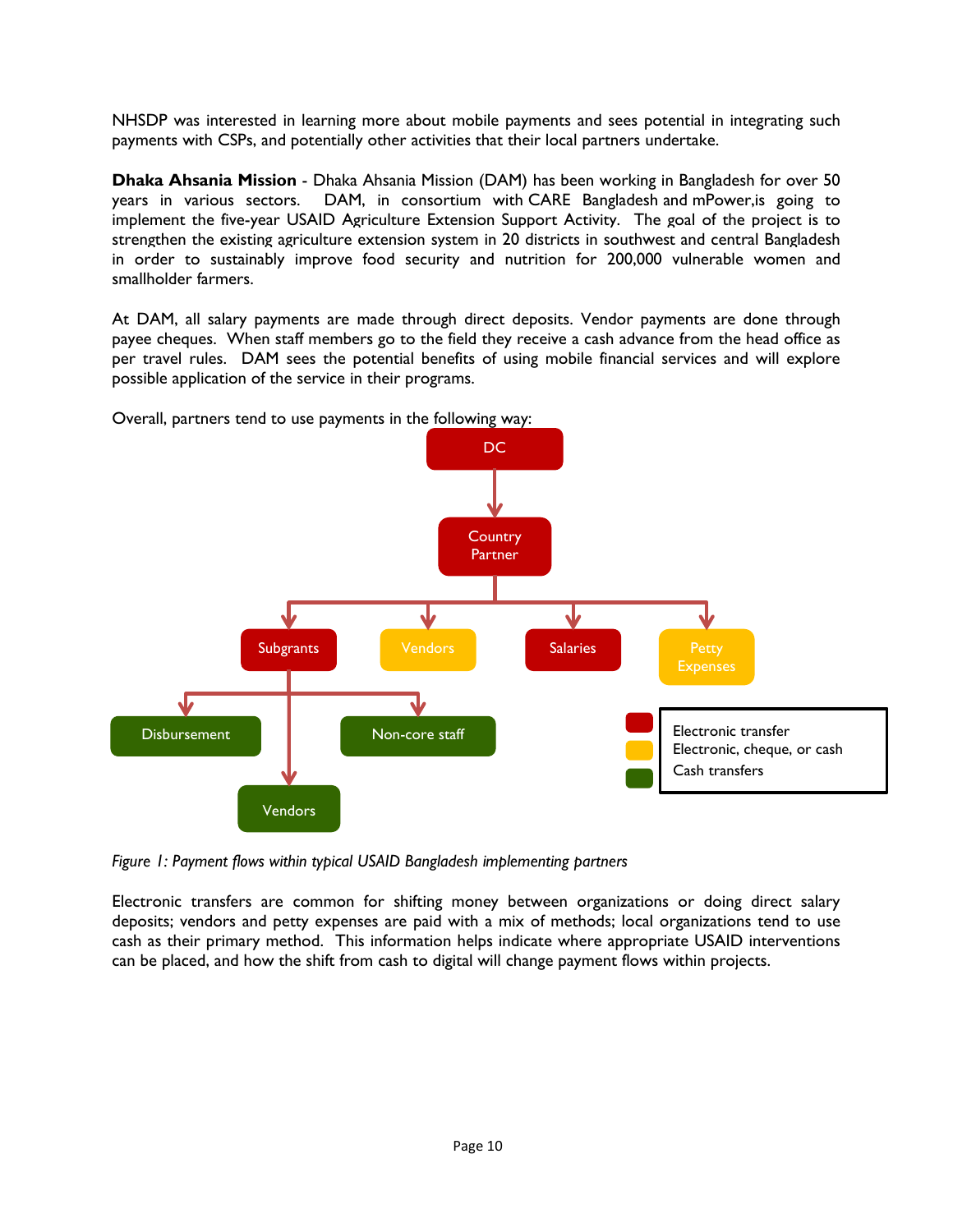NHSDP was interested in learning more about mobile payments and sees potential in integrating such payments with CSPs, and potentially other activities that their local partners undertake.

**Dhaka Ahsania Mission** - Dhaka Ahsania Mission (DAM) has been working in Bangladesh for over 50 years in various sectors. DAM, in consortium with CARE Bangladesh and mPower,is going to implement the five-year USAID Agriculture Extension Support Activity. The goal of the project is to strengthen the existing agriculture extension system in 20 districts in southwest and central Bangladesh in order to sustainably improve food security and nutrition for 200,000 vulnerable women and smallholder farmers.

At DAM, all salary payments are made through direct deposits. Vendor payments are done through payee cheques. When staff members go to the field they receive a cash advance from the head office as per travel rules. DAM sees the potential benefits of using mobile financial services and will explore possible application of the service in their programs.

Overall, partners tend to use payments in the following way:

DC → Country Partner → Subgrants, Vendors, Salaries, Petty Expenses

Subgrants → Disbursement, Non-core staff, Vendors

Legend:
- Red: Electronic transfer
- Yellow: Electronic, cheque, or cash
- Green: Cash transfers

*Figure 1: Payment flows within typical USAID Bangladesh implementing partners*

Electronic transfers are common for shifting money between organizations or doing direct salary deposits; vendors and petty expenses are paid with a mix of methods; local organizations tend to use cash as their primary method. This information helps indicate where appropriate USAID interventions can be placed, and how the shift from cash to digital will change payment flows within projects.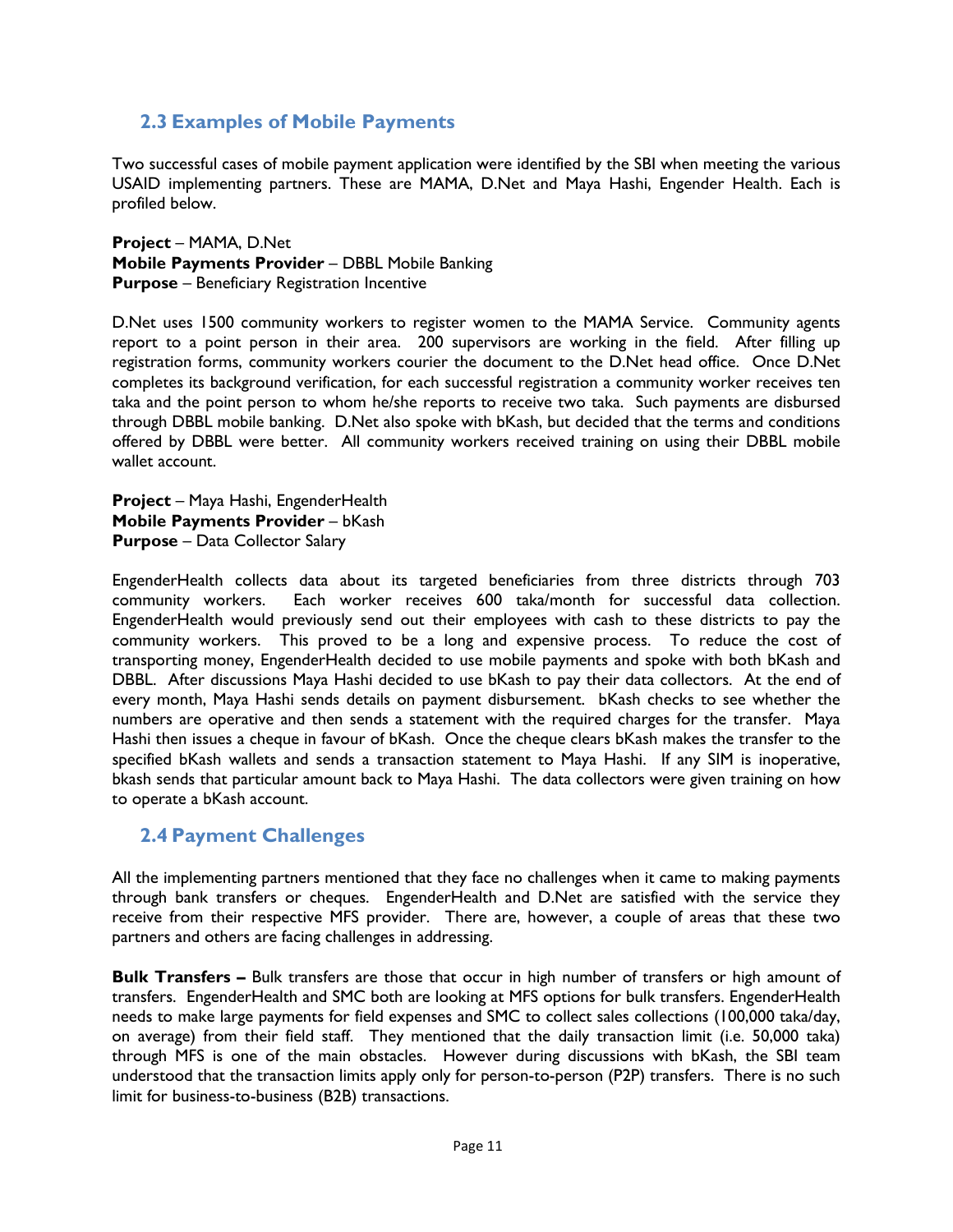## 2.3 Examples of Mobile Payments

Two successful cases of mobile payment application were identified by the SBI when meeting the various USAID implementing partners. These are MAMA, D.Net and Maya Hashi, Engender Health. Each is profiled below.

**Project** – MAMA, D.Net
**Mobile Payments Provider** – DBBL Mobile Banking
**Purpose** – Beneficiary Registration Incentive

D.Net uses 1500 community workers to register women to the MAMA Service. Community agents report to a point person in their area. 200 supervisors are working in the field. After filling up registration forms, community workers courier the document to the D.Net head office. Once D.Net completes its background verification, for each successful registration a community worker receives ten taka and the point person to whom he/she reports to receive two taka. Such payments are disbursed through DBBL mobile banking. D.Net also spoke with bKash, but decided that the terms and conditions offered by DBBL were better. All community workers received training on using their DBBL mobile wallet account.

**Project** – Maya Hashi, EngenderHealth
**Mobile Payments Provider** – bKash
**Purpose** – Data Collector Salary

EngenderHealth collects data about its targeted beneficiaries from three districts through 703 community workers. Each worker receives 600 taka/month for successful data collection. EngenderHealth would previously send out their employees with cash to these districts to pay the community workers. This proved to be a long and expensive process. To reduce the cost of transporting money, EngenderHealth decided to use mobile payments and spoke with both bKash and DBBL. After discussions Maya Hashi decided to use bKash to pay their data collectors. At the end of every month, Maya Hashi sends details on payment disbursement. bKash checks to see whether the numbers are operative and then sends a statement with the required charges for the transfer. Maya Hashi then issues a cheque in favour of bKash. Once the cheque clears bKash makes the transfer to the specified bKash wallets and sends a transaction statement to Maya Hashi. If any SIM is inoperative, bkash sends that particular amount back to Maya Hashi. The data collectors were given training on how to operate a bKash account.

## 2.4 Payment Challenges

All the implementing partners mentioned that they face no challenges when it came to making payments through bank transfers or cheques. EngenderHealth and D.Net are satisfied with the service they receive from their respective MFS provider. There are, however, a couple of areas that these two partners and others are facing challenges in addressing.

**Bulk Transfers –** Bulk transfers are those that occur in high number of transfers or high amount of transfers. EngenderHealth and SMC both are looking at MFS options for bulk transfers. EngenderHealth needs to make large payments for field expenses and SMC to collect sales collections (100,000 taka/day, on average) from their field staff. They mentioned that the daily transaction limit (i.e. 50,000 taka) through MFS is one of the main obstacles. However during discussions with bKash, the SBI team understood that the transaction limits apply only for person-to-person (P2P) transfers. There is no such limit for business-to-business (B2B) transactions.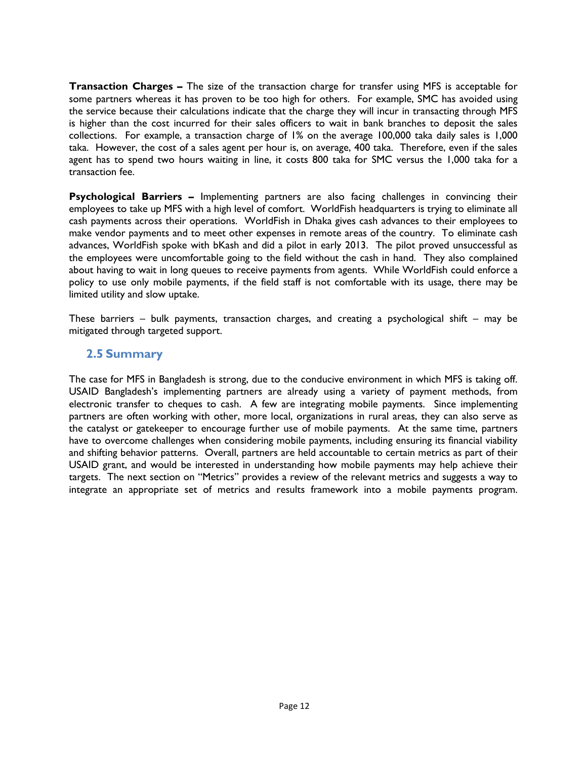**Transaction Charges –** The size of the transaction charge for transfer using MFS is acceptable for some partners whereas it has proven to be too high for others. For example, SMC has avoided using the service because their calculations indicate that the charge they will incur in transacting through MFS is higher than the cost incurred for their sales officers to wait in bank branches to deposit the sales collections. For example, a transaction charge of 1% on the average 100,000 taka daily sales is 1,000 taka. However, the cost of a sales agent per hour is, on average, 400 taka. Therefore, even if the sales agent has to spend two hours waiting in line, it costs 800 taka for SMC versus the 1,000 taka for a transaction fee.

**Psychological Barriers –** Implementing partners are also facing challenges in convincing their employees to take up MFS with a high level of comfort. WorldFish headquarters is trying to eliminate all cash payments across their operations. WorldFish in Dhaka gives cash advances to their employees to make vendor payments and to meet other expenses in remote areas of the country. To eliminate cash advances, WorldFish spoke with bKash and did a pilot in early 2013. The pilot proved unsuccessful as the employees were uncomfortable going to the field without the cash in hand. They also complained about having to wait in long queues to receive payments from agents. While WorldFish could enforce a policy to use only mobile payments, if the field staff is not comfortable with its usage, there may be limited utility and slow uptake.

These barriers – bulk payments, transaction charges, and creating a psychological shift – may be mitigated through targeted support.

## 2.5 Summary

The case for MFS in Bangladesh is strong, due to the conducive environment in which MFS is taking off. USAID Bangladesh's implementing partners are already using a variety of payment methods, from electronic transfer to cheques to cash. A few are integrating mobile payments. Since implementing partners are often working with other, more local, organizations in rural areas, they can also serve as the catalyst or gatekeeper to encourage further use of mobile payments. At the same time, partners have to overcome challenges when considering mobile payments, including ensuring its financial viability and shifting behavior patterns. Overall, partners are held accountable to certain metrics as part of their USAID grant, and would be interested in understanding how mobile payments may help achieve their targets. The next section on "Metrics" provides a review of the relevant metrics and suggests a way to integrate an appropriate set of metrics and results framework into a mobile payments program.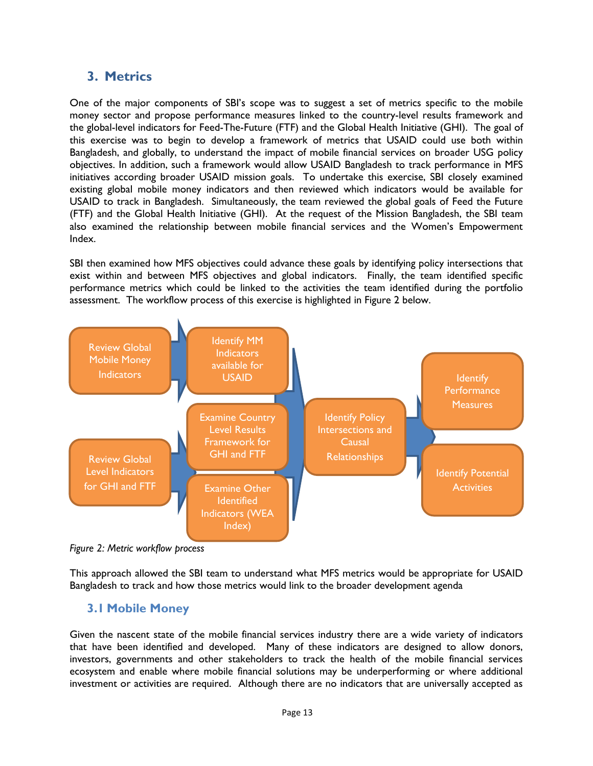## 3. Metrics

One of the major components of SBI's scope was to suggest a set of metrics specific to the mobile money sector and propose performance measures linked to the country-level results framework and the global-level indicators for Feed-The-Future (FTF) and the Global Health Initiative (GHI). The goal of this exercise was to begin to develop a framework of metrics that USAID could use both within Bangladesh, and globally, to understand the impact of mobile financial services on broader USG policy objectives. In addition, such a framework would allow USAID Bangladesh to track performance in MFS initiatives according broader USAID mission goals. To undertake this exercise, SBI closely examined existing global mobile money indicators and then reviewed which indicators would be available for USAID to track in Bangladesh. Simultaneously, the team reviewed the global goals of Feed the Future (FTF) and the Global Health Initiative (GHI). At the request of the Mission Bangladesh, the SBI team also examined the relationship between mobile financial services and the Women's Empowerment Index.

SBI then examined how MFS objectives could advance these goals by identifying policy intersections that exist within and between MFS objectives and global indicators. Finally, the team identified specific performance metrics which could be linked to the activities the team identified during the portfolio assessment. The workflow process of this exercise is highlighted in Figure 2 below.

Review Global Mobile Money Indicators → Identify MM Indicators available for USAID

Review Global Level Indicators for GHI and FTF → Examine Country Level Results Framework for GHI and FTF; Examine Other Identified Indicators (WEA Index)

→ Identify Policy Intersections and Causal Relationships → Identify Performance Measures; Identify Potential Activities

*Figure 2: Metric workflow process*

This approach allowed the SBI team to understand what MFS metrics would be appropriate for USAID Bangladesh to track and how those metrics would link to the broader development agenda

### 3.1 Mobile Money

Given the nascent state of the mobile financial services industry there are a wide variety of indicators that have been identified and developed. Many of these indicators are designed to allow donors, investors, governments and other stakeholders to track the health of the mobile financial services ecosystem and enable where mobile financial solutions may be underperforming or where additional investment or activities are required. Although there are no indicators that are universally accepted as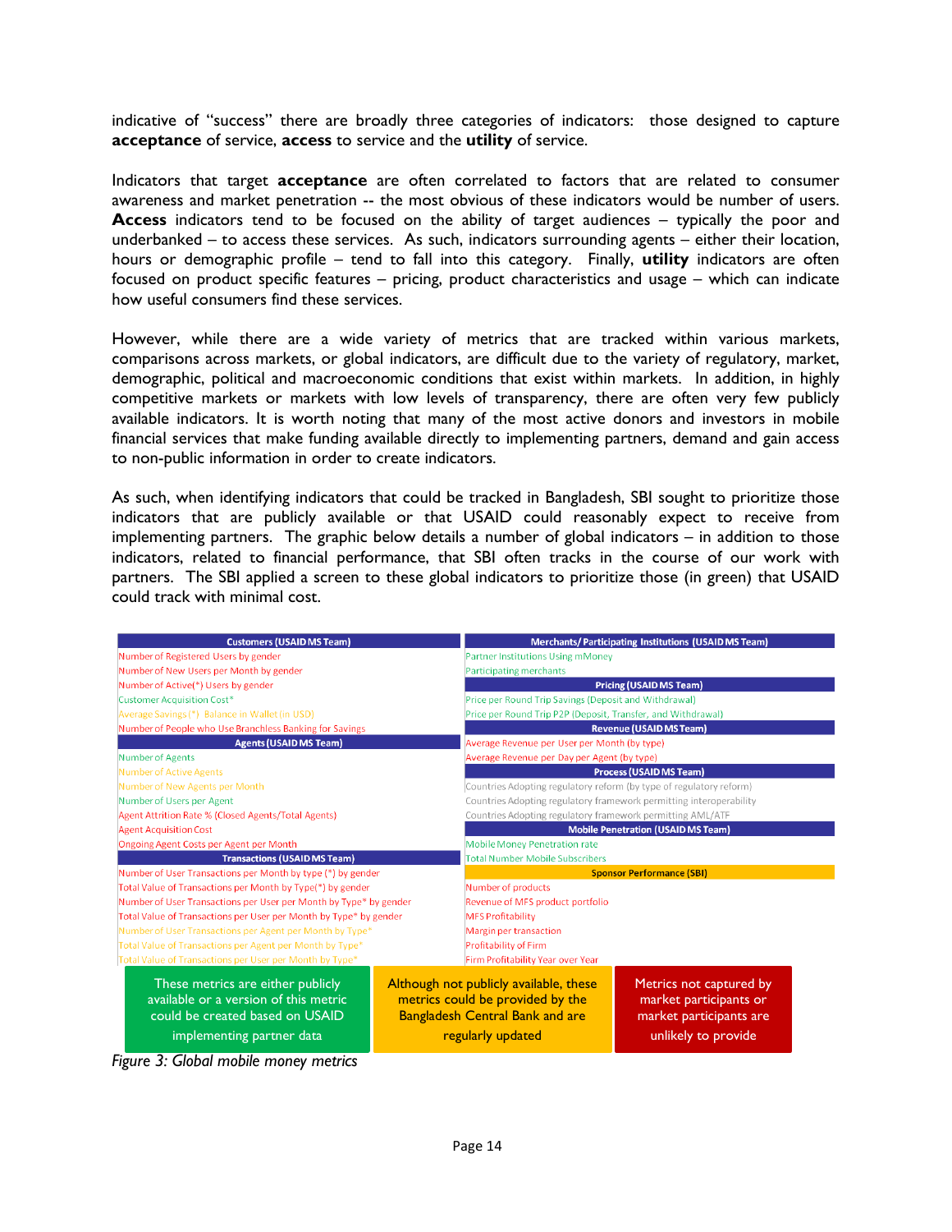indicative of "success" there are broadly three categories of indicators: those designed to capture **acceptance** of service, **access** to service and the **utility** of service.

Indicators that target **acceptance** are often correlated to factors that are related to consumer awareness and market penetration -- the most obvious of these indicators would be number of users. **Access** indicators tend to be focused on the ability of target audiences – typically the poor and underbanked – to access these services. As such, indicators surrounding agents – either their location, hours or demographic profile – tend to fall into this category. Finally, **utility** indicators are often focused on product specific features – pricing, product characteristics and usage – which can indicate how useful consumers find these services.

However, while there are a wide variety of metrics that are tracked within various markets, comparisons across markets, or global indicators, are difficult due to the variety of regulatory, market, demographic, political and macroeconomic conditions that exist within markets. In addition, in highly competitive markets or markets with low levels of transparency, there are often very few publicly available indicators. It is worth noting that many of the most active donors and investors in mobile financial services that make funding available directly to implementing partners, demand and gain access to non-public information in order to create indicators.

As such, when identifying indicators that could be tracked in Bangladesh, SBI sought to prioritize those indicators that are publicly available or that USAID could reasonably expect to receive from implementing partners. The graphic below details a number of global indicators – in addition to those indicators, related to financial performance, that SBI often tracks in the course of our work with partners. The SBI applied a screen to these global indicators to prioritize those (in green) that USAID could track with minimal cost.

| Customers (USAID MS Team) | Merchants/ Participating Institutions (USAID MS Team) |
|---|---|
| Number of Registered Users by gender | Partner Institutions Using mMoney |
| Number of New Users per Month by gender | Participating merchants |
| Number of Active(*) Users by gender | **Pricing (USAID MS Team)** |
| Customer Acquisition Cost* | Price per Round Trip Savings (Deposit and Withdrawal) |
| Average Savings (*) Balance in Wallet (in USD) | Price per Round Trip P2P (Deposit, Transfer, and Withdrawal) |
| Number of People who Use Branchless Banking for Savings | **Revenue (USAID MS Team)** |
| **Agents (USAID MS Team)** | Average Revenue per User per Month (by type) |
| Number of Agents | Average Revenue per Day per Agent (by type) |
| Number of Active Agents | **Process (USAID MS Team)** |
| Number of New Agents per Month | Countries Adopting regulatory reform (by type of regulatory reform) |
| Number of Users per Agent | Countries Adopting regulatory framework permitting interoperability |
| Agent Attrition Rate % (Closed Agents/Total Agents) | Countries Adopting regulatory framework permitting AML/ATF |
| Agent Acquisition Cost | **Mobile Penetration (USAID MS Team)** |
| Ongoing Agent Costs per Agent per Month | Mobile Money Penetration rate |
| **Transactions (USAID MS Team)** | Total Number Mobile Subscribers |
| Number of User Transactions per Month by type (*) by gender | **Sponsor Performance (SBI)** |
| Total Value of Transactions per Month by Type(*) by gender | Number of products |
| Number of User Transactions per User per Month by Type* by gender | Revenue of MFS product portfolio |
| Total Value of Transactions per User per Month by Type* by gender | MFS Profitability |
| Number of User Transactions per Agent per Month by Type* | Margin per transaction |
| Total Value of Transactions per Agent per Month by Type* | Profitability of Firm |
| Total Value of Transactions per User per Month by Type* | Firm Profitability Year over Year |

| Green | Yellow | Red |
|---|---|---|
| These metrics are either publicly available or a version of this metric could be created based on USAID implementing partner data | Although not publicly available, these metrics could be provided by the Bangladesh Central Bank and are regularly updated | Metrics not captured by market participants or market participants are unlikely to provide |

*Figure 3: Global mobile money metrics*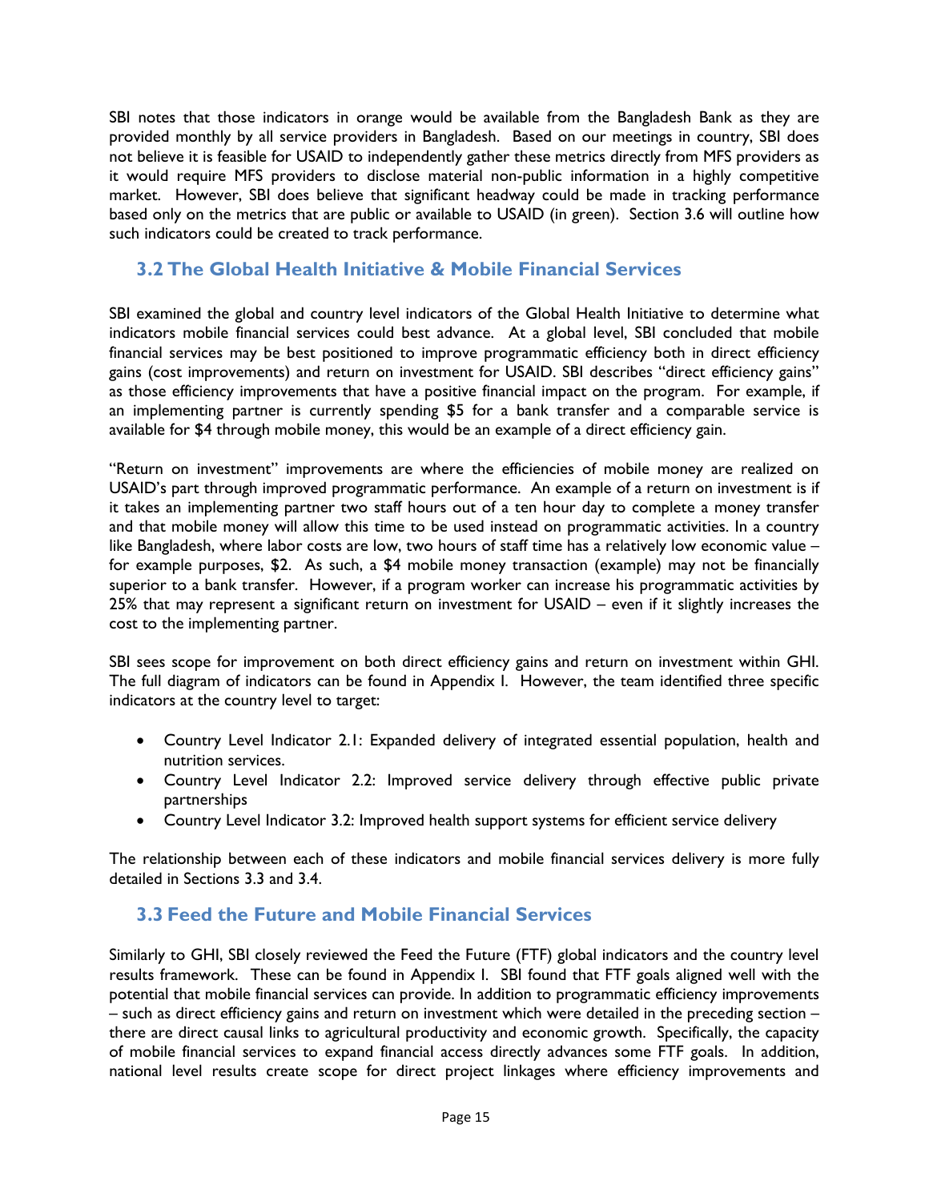SBI notes that those indicators in orange would be available from the Bangladesh Bank as they are provided monthly by all service providers in Bangladesh. Based on our meetings in country, SBI does not believe it is feasible for USAID to independently gather these metrics directly from MFS providers as it would require MFS providers to disclose material non-public information in a highly competitive market. However, SBI does believe that significant headway could be made in tracking performance based only on the metrics that are public or available to USAID (in green). Section 3.6 will outline how such indicators could be created to track performance.

## 3.2 The Global Health Initiative & Mobile Financial Services

SBI examined the global and country level indicators of the Global Health Initiative to determine what indicators mobile financial services could best advance. At a global level, SBI concluded that mobile financial services may be best positioned to improve programmatic efficiency both in direct efficiency gains (cost improvements) and return on investment for USAID. SBI describes "direct efficiency gains" as those efficiency improvements that have a positive financial impact on the program. For example, if an implementing partner is currently spending $5 for a bank transfer and a comparable service is available for $4 through mobile money, this would be an example of a direct efficiency gain.

"Return on investment" improvements are where the efficiencies of mobile money are realized on USAID's part through improved programmatic performance. An example of a return on investment is if it takes an implementing partner two staff hours out of a ten hour day to complete a money transfer and that mobile money will allow this time to be used instead on programmatic activities. In a country like Bangladesh, where labor costs are low, two hours of staff time has a relatively low economic value – for example purposes, $2. As such, a $4 mobile money transaction (example) may not be financially superior to a bank transfer. However, if a program worker can increase his programmatic activities by 25% that may represent a significant return on investment for USAID – even if it slightly increases the cost to the implementing partner.

SBI sees scope for improvement on both direct efficiency gains and return on investment within GHI. The full diagram of indicators can be found in Appendix I. However, the team identified three specific indicators at the country level to target:

- Country Level Indicator 2.1: Expanded delivery of integrated essential population, health and nutrition services.
- Country Level Indicator 2.2: Improved service delivery through effective public private partnerships
- Country Level Indicator 3.2: Improved health support systems for efficient service delivery

The relationship between each of these indicators and mobile financial services delivery is more fully detailed in Sections 3.3 and 3.4.

## 3.3 Feed the Future and Mobile Financial Services

Similarly to GHI, SBI closely reviewed the Feed the Future (FTF) global indicators and the country level results framework. These can be found in Appendix I. SBI found that FTF goals aligned well with the potential that mobile financial services can provide. In addition to programmatic efficiency improvements – such as direct efficiency gains and return on investment which were detailed in the preceding section – there are direct causal links to agricultural productivity and economic growth. Specifically, the capacity of mobile financial services to expand financial access directly advances some FTF goals. In addition, national level results create scope for direct project linkages where efficiency improvements and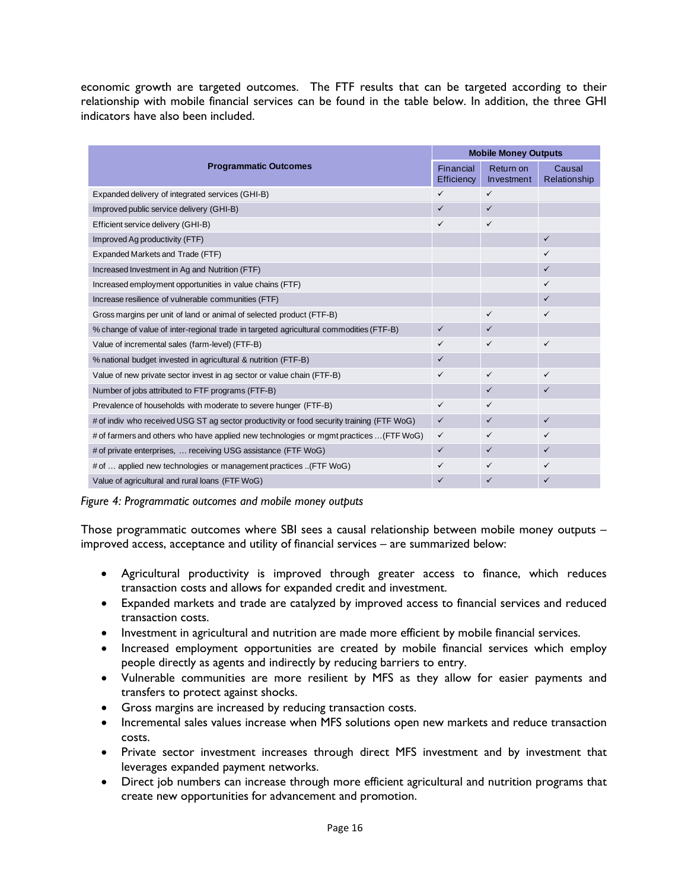economic growth are targeted outcomes. The FTF results that can be targeted according to their relationship with mobile financial services can be found in the table below. In addition, the three GHI indicators have also been included.

| Programmatic Outcomes | Mobile Money Outputs | | |
|---|---|---|---|
| | Financial Efficiency | Return on Investment | Causal Relationship |
| Expanded delivery of integrated services (GHI-B) | ✓ | ✓ | |
| Improved public service delivery (GHI-B) | ✓ | ✓ | |
| Efficient service delivery (GHI-B) | ✓ | ✓ | |
| Improved Ag productivity (FTF) | | | ✓ |
| Expanded Markets and Trade (FTF) | | | ✓ |
| Increased Investment in Ag and Nutrition (FTF) | | | ✓ |
| Increased employment opportunities in value chains (FTF) | | | ✓ |
| Increase resilience of vulnerable communities (FTF) | | | ✓ |
| Gross margins per unit of land or animal of selected product (FTF-B) | | ✓ | ✓ |
| % change of value of inter-regional trade in targeted agricultural commodities (FTF-B) | ✓ | ✓ | |
| Value of incremental sales (farm-level) (FTF-B) | ✓ | ✓ | ✓ |
| % national budget invested in agricultural & nutrition (FTF-B) | ✓ | | |
| Value of new private sector invest in ag sector or value chain (FTF-B) | ✓ | ✓ | ✓ |
| Number of jobs attributed to FTF programs (FTF-B) | | ✓ | ✓ |
| Prevalence of households with moderate to severe hunger (FTF-B) | ✓ | ✓ | |
| # of indiv who received USG ST ag sector productivity or food security training (FTF WoG) | ✓ | ✓ | ✓ |
| # of farmers and others who have applied new technologies or mgmt practices …(FTF WoG) | ✓ | ✓ | ✓ |
| # of private enterprises, … receiving USG assistance (FTF WoG) | ✓ | ✓ | ✓ |
| # of … applied new technologies or management practices ..(FTF WoG) | ✓ | ✓ | ✓ |
| Value of agricultural and rural loans (FTF WoG) | ✓ | ✓ | ✓ |

*Figure 4: Programmatic outcomes and mobile money outputs*

Those programmatic outcomes where SBI sees a causal relationship between mobile money outputs – improved access, acceptance and utility of financial services – are summarized below:

- Agricultural productivity is improved through greater access to finance, which reduces transaction costs and allows for expanded credit and investment.
- Expanded markets and trade are catalyzed by improved access to financial services and reduced transaction costs.
- Investment in agricultural and nutrition are made more efficient by mobile financial services.
- Increased employment opportunities are created by mobile financial services which employ people directly as agents and indirectly by reducing barriers to entry.
- Vulnerable communities are more resilient by MFS as they allow for easier payments and transfers to protect against shocks.
- Gross margins are increased by reducing transaction costs.
- Incremental sales values increase when MFS solutions open new markets and reduce transaction costs.
- Private sector investment increases through direct MFS investment and by investment that leverages expanded payment networks.
- Direct job numbers can increase through more efficient agricultural and nutrition programs that create new opportunities for advancement and promotion.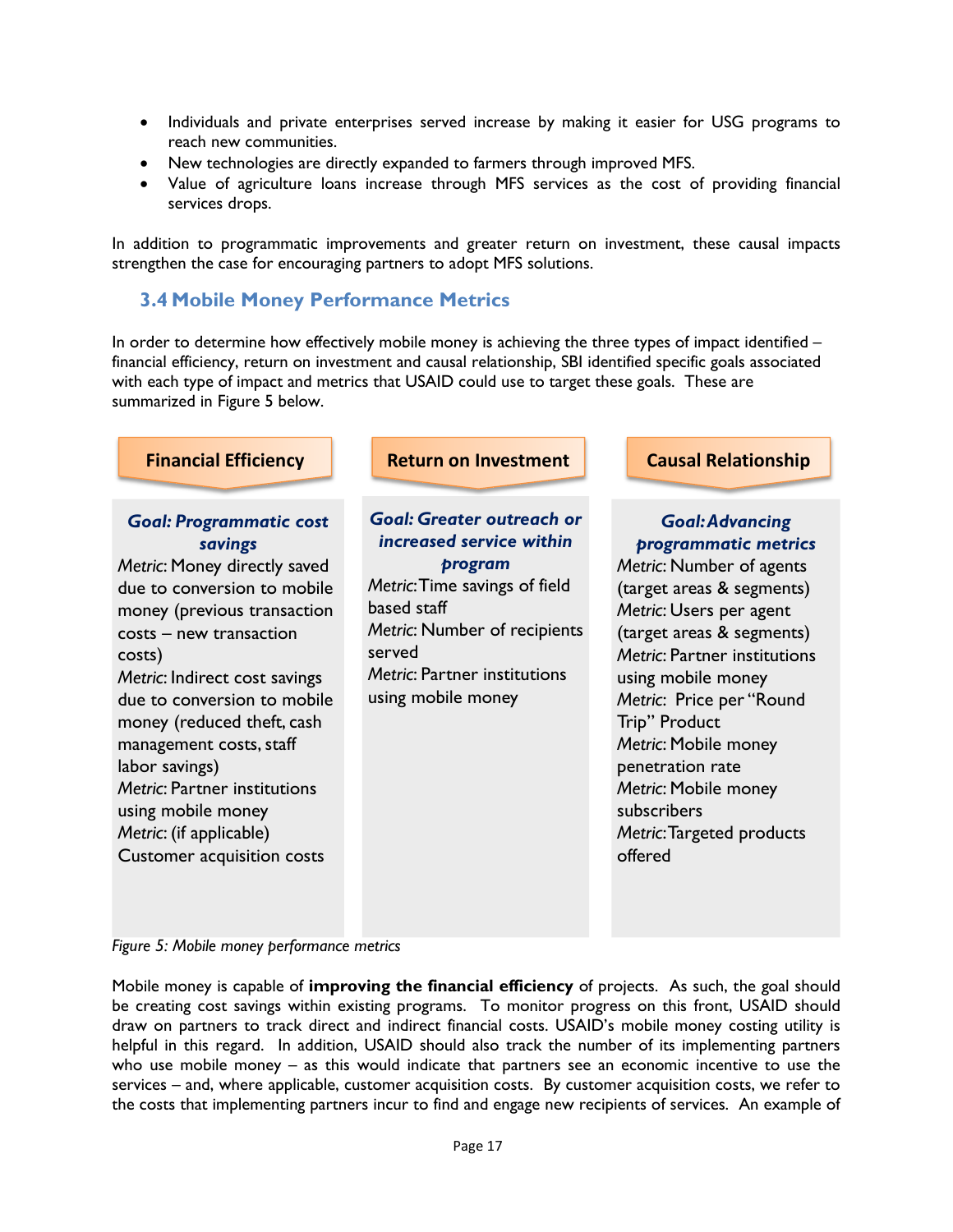- Individuals and private enterprises served increase by making it easier for USG programs to reach new communities.
- New technologies are directly expanded to farmers through improved MFS.
- Value of agriculture loans increase through MFS services as the cost of providing financial services drops.

In addition to programmatic improvements and greater return on investment, these causal impacts strengthen the case for encouraging partners to adopt MFS solutions.

### 3.4 Mobile Money Performance Metrics

In order to determine how effectively mobile money is achieving the three types of impact identified – financial efficiency, return on investment and causal relationship, SBI identified specific goals associated with each type of impact and metrics that USAID could use to target these goals. These are summarized in Figure 5 below.

| Financial Efficiency | Return on Investment | Causal Relationship |
|---|---|---|
| ***Goal: Programmatic cost savings*** | ***Goal: Greater outreach or increased service within program*** | ***Goal: Advancing programmatic metrics*** |
| *Metric*: Money directly saved due to conversion to mobile money (previous transaction costs – new transaction costs) | *Metric*: Time savings of field based staff | *Metric*: Number of agents (target areas & segments) |
| *Metric*: Indirect cost savings due to conversion to mobile money (reduced theft, cash management costs, staff labor savings) | *Metric*: Number of recipients served | *Metric*: Users per agent (target areas & segments) |
| *Metric*: Partner institutions using mobile money | *Metric*: Partner institutions using mobile money | *Metric*: Partner institutions using mobile money |
| *Metric*: (if applicable) Customer acquisition costs | | *Metric*: Price per "Round Trip" Product |
| | | *Metric*: Mobile money penetration rate |
| | | *Metric*: Mobile money subscribers |
| | | *Metric*: Targeted products offered |

*Figure 5: Mobile money performance metrics*

Mobile money is capable of **improving the financial efficiency** of projects. As such, the goal should be creating cost savings within existing programs. To monitor progress on this front, USAID should draw on partners to track direct and indirect financial costs. USAID's mobile money costing utility is helpful in this regard. In addition, USAID should also track the number of its implementing partners who use mobile money – as this would indicate that partners see an economic incentive to use the services – and, where applicable, customer acquisition costs. By customer acquisition costs, we refer to the costs that implementing partners incur to find and engage new recipients of services. An example of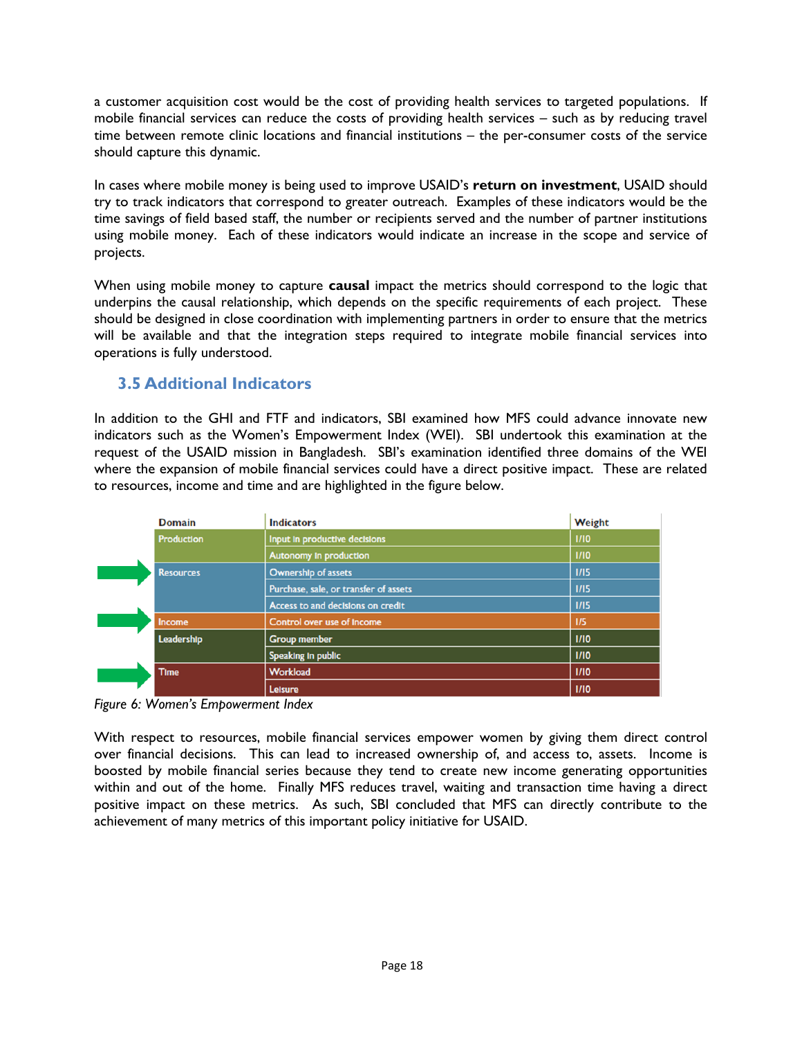a customer acquisition cost would be the cost of providing health services to targeted populations. If mobile financial services can reduce the costs of providing health services – such as by reducing travel time between remote clinic locations and financial institutions – the per-consumer costs of the service should capture this dynamic.

In cases where mobile money is being used to improve USAID's **return on investment**, USAID should try to track indicators that correspond to greater outreach. Examples of these indicators would be the time savings of field based staff, the number or recipients served and the number of partner institutions using mobile money. Each of these indicators would indicate an increase in the scope and service of projects.

When using mobile money to capture **causal** impact the metrics should correspond to the logic that underpins the causal relationship, which depends on the specific requirements of each project. These should be designed in close coordination with implementing partners in order to ensure that the metrics will be available and that the integration steps required to integrate mobile financial services into operations is fully understood.

### 3.5 Additional Indicators

In addition to the GHI and FTF and indicators, SBI examined how MFS could advance innovate new indicators such as the Women's Empowerment Index (WEI). SBI undertook this examination at the request of the USAID mission in Bangladesh. SBI's examination identified three domains of the WEI where the expansion of mobile financial services could have a direct positive impact. These are related to resources, income and time and are highlighted in the figure below.

| Domain | Indicators | Weight |
|---|---|---|
| Production | Input in productive decisions | 1/10 |
| | Autonomy in production | 1/10 |
| Resources | Ownership of assets | 1/15 |
| | Purchase, sale, or transfer of assets | 1/15 |
| | Access to and decisions on credit | 1/15 |
| Income | Control over use of income | 1/5 |
| Leadership | Group member | 1/10 |
| | Speaking in public | 1/10 |
| Time | Workload | 1/10 |
| | Leisure | 1/10 |

*Figure 6: Women's Empowerment Index*

With respect to resources, mobile financial services empower women by giving them direct control over financial decisions. This can lead to increased ownership of, and access to, assets. Income is boosted by mobile financial series because they tend to create new income generating opportunities within and out of the home. Finally MFS reduces travel, waiting and transaction time having a direct positive impact on these metrics. As such, SBI concluded that MFS can directly contribute to the achievement of many metrics of this important policy initiative for USAID.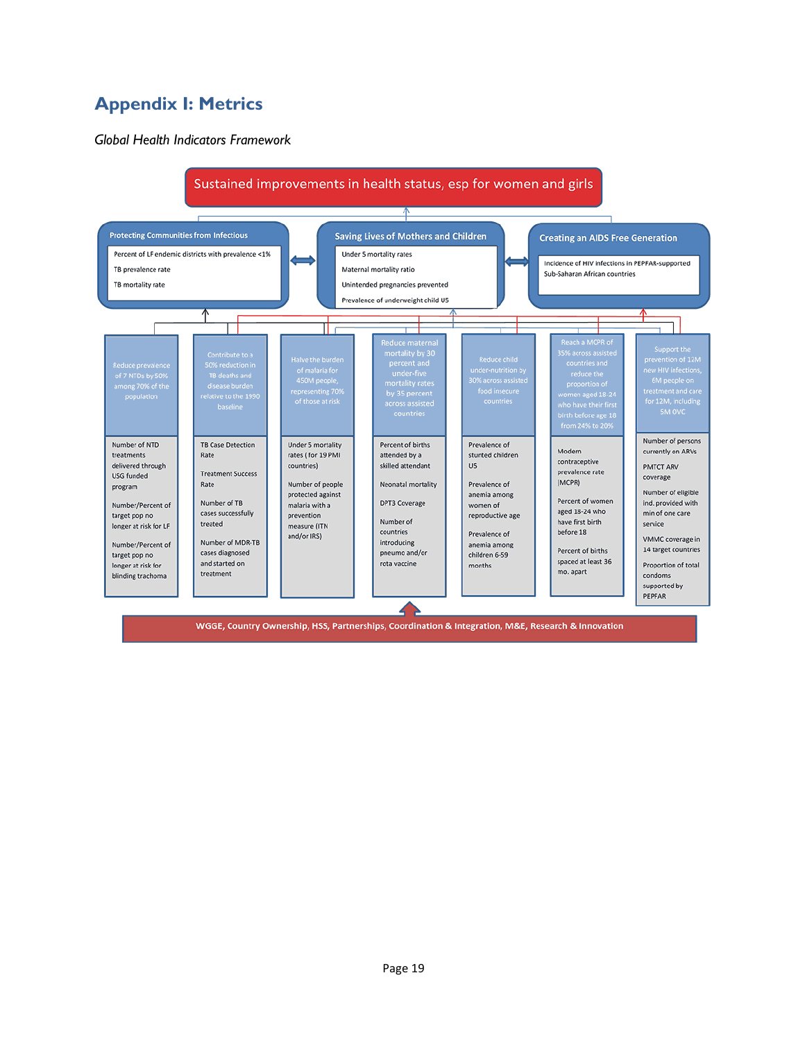## Appendix I: Metrics

*Global Health Indicators Framework*

**Sustained improvements in health status, esp for women and girls**

**Protecting Communities from Infectious**

- Percent of LF endemic districts with prevalence <1%
- TB prevalence rate
- TB mortality rate

**Saving Lives of Mothers and Children**

- Under 5 mortality rates
- Maternal mortality ratio
- Unintended pregnancies prevented
- Prevalence of underweight child U5

**Creating an AIDS Free Generation**

- Incidence of HIV infections in PEPFAR-supported Sub-Saharan African countries

| Reduce prevalence of 7 NTDs by 50% among 70% of the population | Contribute to a 50% reduction in TB deaths and disease burden relative to the 1990 baseline | Halve the burden of malaria for 450M people, representing 70% of those at risk | Reduce maternal mortality by 30 percent and under-five mortality rates by 35 percent across assisted countries | Reduce child under-nutrition by 30% across assisted food insecure countries | Reach a MCPR of 35% across assisted countries and reduce the proportion of women aged 18-24 who have their first birth before age 18 from 24% to 20% | Support the prevention of 12M new HIV infections, 6M people on treatment and care for 12M, including 5M OVC |
|---|---|---|---|---|---|---|
| Number of NTD treatments delivered through USG funded program | TB Case Detection Rate | Under 5 mortality rates (for 19 PMI countries) | Percent of births attended by a skilled attendant | Prevalence of stunted children U5 | Modern contraceptive prevalence rate (MCPR) | Number of persons currently on ARVs |
| Number/Percent of target pop no longer at risk for LF | Treatment Success Rate | Number of people protected against malaria with a prevention measure (ITN and/or IRS) | Neonatal mortality | Prevalence of anemia among women of reproductive age | Percent of women aged 18-24 who have first birth before 18 | PMTCT ARV coverage |
| Number/Percent of target pop no longer at risk for blinding trachoma | Number of TB cases successfully treated | | DPT3 Coverage | Prevalence of anemia among children 6-59 months | Percent of births spaced at least 36 mo. apart | Number of eligible ind. provided with min of one care service |
| | Number of MDR-TB cases diagnosed and started on treatment | | Number of countries introducing pneumo and/or rota vaccine | | | VMMC coverage in 14 target countries |
| | | | | | | Proportion of total condoms supported by PEPFAR |

**WGGE, Country Ownership, HSS, Partnerships, Coordination & Integration, M&E, Research & Innovation**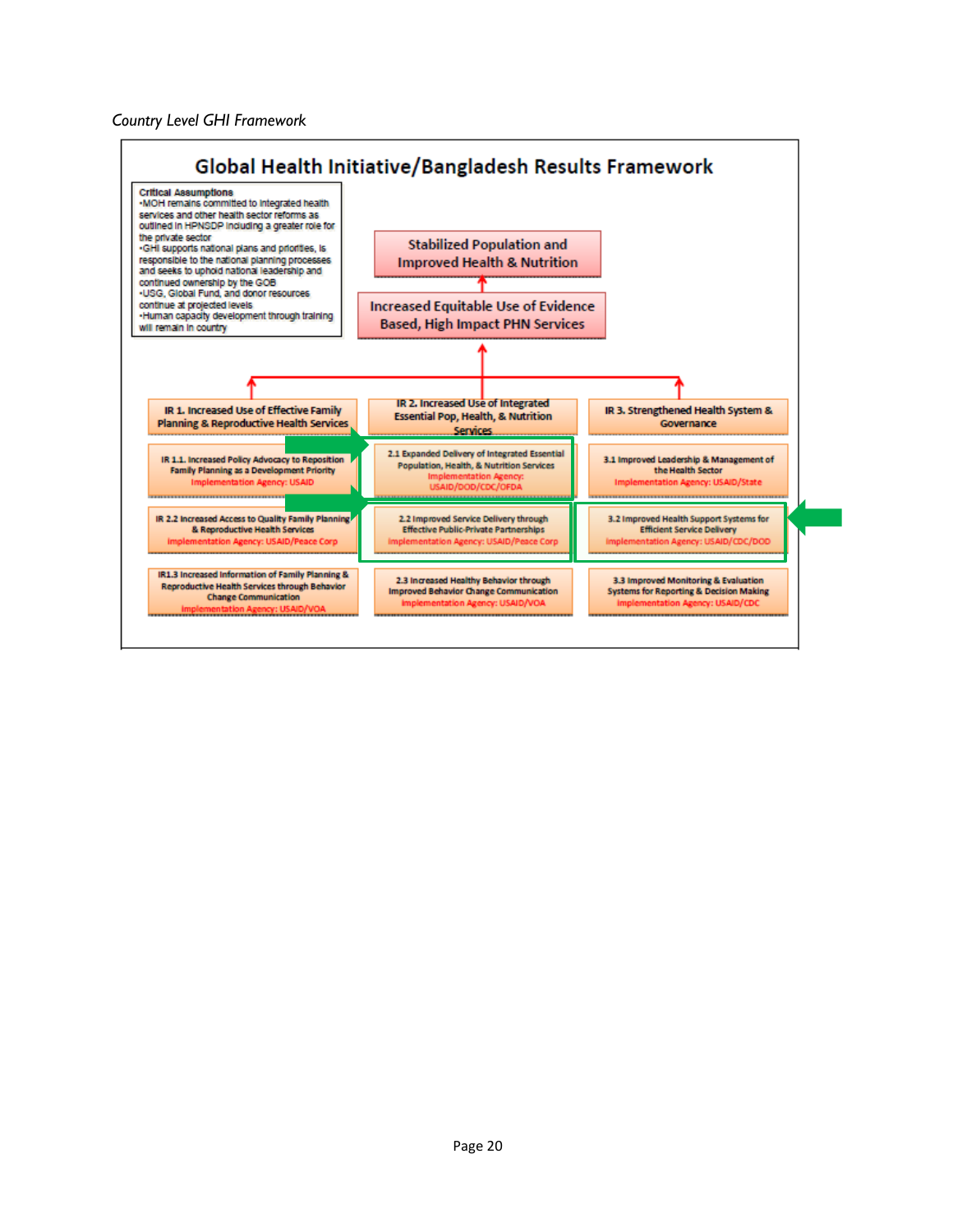*Country Level GHI Framework*

## Global Health Initiative/Bangladesh Results Framework

**Critical Assumptions**

- MOH remains committed to integrated health services and other health sector reforms as outlined in HPNSDP including a greater role for the private sector
- GHI supports national plans and priorities, is responsible to the national planning processes and seeks to uphold national leadership and continued ownership by the GOB
- USG, Global Fund, and donor resources continue at projected levels
- Human capacity development through training will remain in country

**Stabilized Population and Improved Health & Nutrition**

↑

**Increased Equitable Use of Evidence Based, High Impact PHN Services**

| IR 1. Increased Use of Effective Family Planning & Reproductive Health Services | IR 2. Increased Use of Integrated Essential Pop, Health, & Nutrition Services | IR 3. Strengthened Health System & Governance |
|---|---|---|
| IR 1.1. Increased Policy Advocacy to Reposition Family Planning as a Development Priority<br>Implementation Agency: USAID | 2.1 Expanded Delivery of Integrated Essential Population, Health, & Nutrition Services<br>Implementation Agency: USAID/DOD/CDC/OFDA | 3.1 Improved Leadership & Management of the Health Sector<br>Implementation Agency: USAID/State |
| IR 2.2 Increased Access to Quality Family Planning & Reproductive Health Services<br>Implementation Agency: USAID/Peace Corp | 2.2 Improved Service Delivery through Effective Public-Private Partnerships<br>Implementation Agency: USAID/Peace Corp | 3.2 Improved Health Support Systems for Efficient Service Delivery<br>Implementation Agency: USAID/CDC/DOD |
| IR1.3 Increased Information of Family Planning & Reproductive Health Services through Behavior Change Communication<br>Implementation Agency: USAID/VOA | 2.3 Increased Healthy Behavior through Improved Behavior Change Communication<br>Implementation Agency: USAID/VOA | 3.3 Improved Monitoring & Evaluation Systems for Reporting & Decision Making<br>Implementation Agency: USAID/CDC |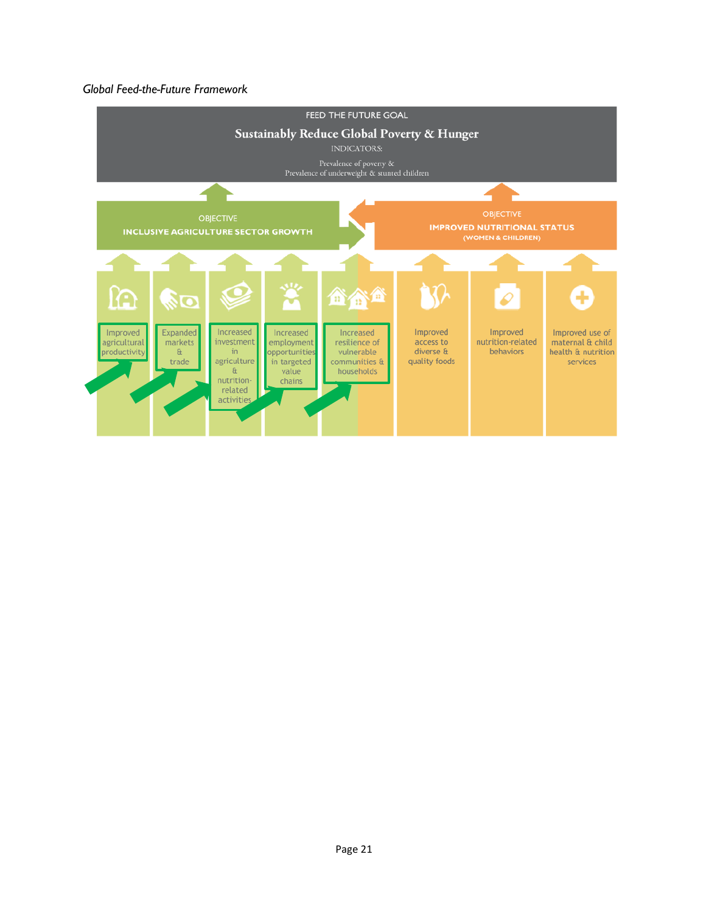*Global Feed-the-Future Framework*

FEED THE FUTURE GOAL

**Sustainably Reduce Global Poverty & Hunger**

INDICATORS:

Prevalence of poverty &
Prevalence of underweight & stunted children

OBJECTIVE
**INCLUSIVE AGRICULTURE SECTOR GROWTH**

OBJECTIVE
**IMPROVED NUTRITIONAL STATUS**
**(WOMEN & CHILDREN)**

- Improved agricultural productivity
- Expanded markets & trade
- Increased investment in agriculture & nutrition-related activities
- Increased employment opportunities in targeted value chains
- Increased resilience of vulnerable communities & households
- Improved access to diverse & quality foods
- Improved nutrition-related behaviors
- Improved use of maternal & child health & nutrition services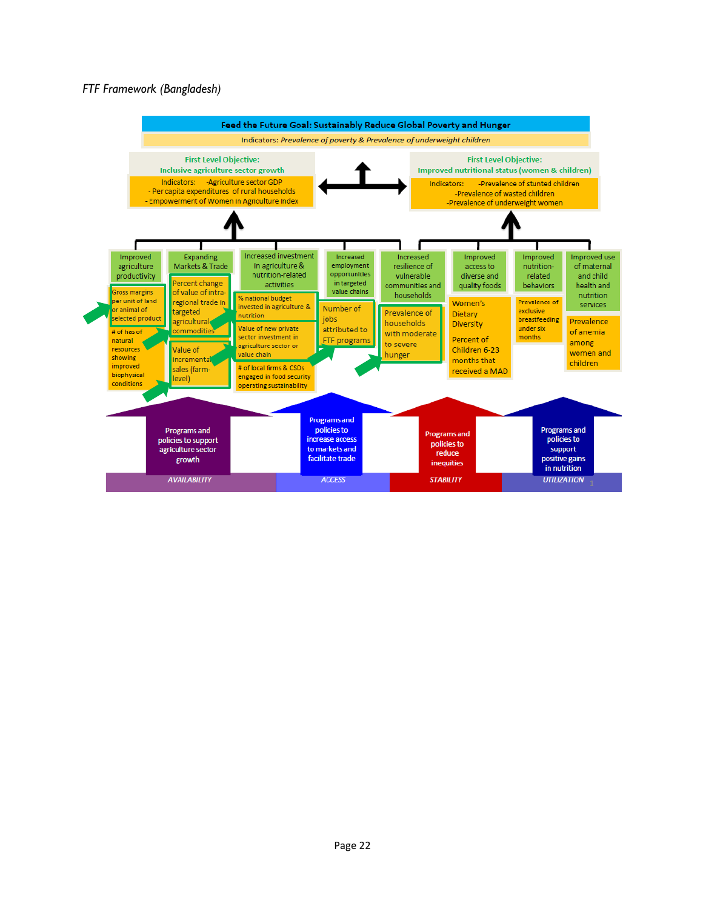*FTF Framework (Bangladesh)*

**Feed the Future Goal: Sustainably Reduce Global Poverty and Hunger**

Indicators: *Prevalence of poverty & Prevalence of underweight children*

**First Level Objective:**
**Inclusive agriculture sector growth**

Indicators: -Agriculture sector GDP
- Per capita expenditures of rural households
- Empowerment of Women in Agriculture Index

**First Level Objective:**
**Improved nutritional status (women & children)**

Indicators: -Prevalence of stunted children
-Prevalence of wasted children
-Prevalence of underweight women

Improved agriculture productivity
- Gross margins per unit of land or animal of selected product
- # of has of natural resources showing improved biophysical conditions

Expanding Markets & Trade
- Percent change of value of intra-regional trade in targeted agricultural commodities
- Value of incremental sales (farm-level)

Increased investment in agriculture & nutrition-related activities
- % national budget invested in agriculture & nutrition
- Value of new private sector investment in agriculture sector or value chain
- # of local firms & CSOs engaged in food security operating sustainability

Increased employment opportunities in targeted value chains
- Number of jobs attributed to FTF programs

Increased resilience of vulnerable communities and households
- Prevalence of households with moderate to severe hunger

Improved access to diverse and quality foods
- Women's Dietary Diversity
- Percent of Children 6-23 months that received a MAD

Improved nutrition-related behaviors
- Prevalence of exclusive breastfeeding under six months

Improved use of maternal and child health and nutrition services
- Prevalence of anemia among women and children

Programs and policies to support agriculture sector growth — AVAILABILITY

Programs and policies to increase access to markets and facilitate trade — ACCESS

Programs and policies to reduce inequities — STABILITY

Programs and policies to support positive gains in nutrition — UTILIZATION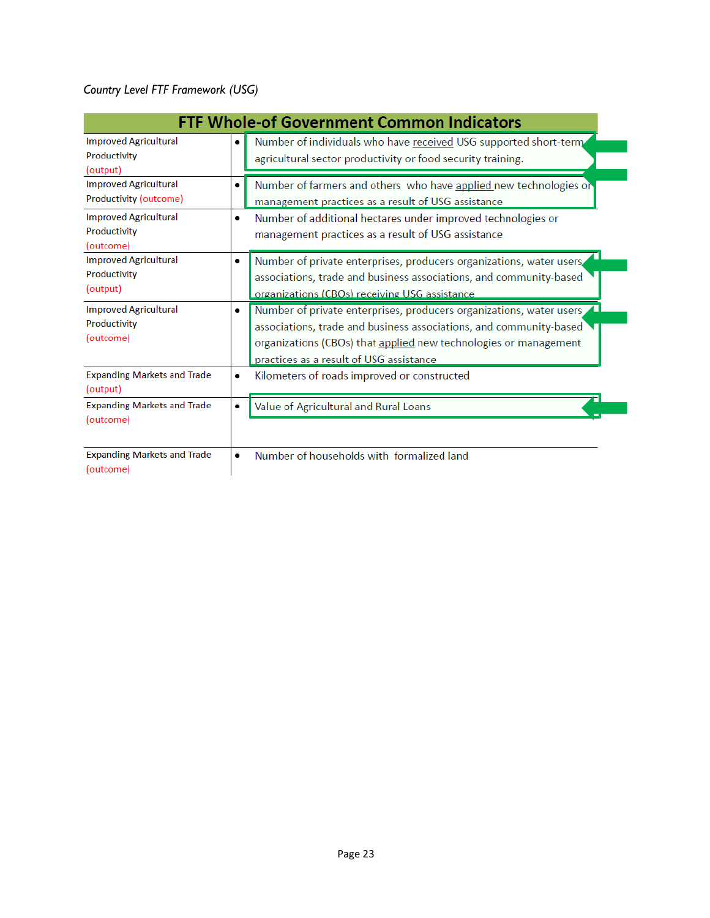*Country Level FTF Framework (USG)*

| FTF Whole-of Government Common Indicators | |
|---|---|
| Improved Agricultural Productivity (output) | • Number of individuals who have received USG supported short-term agricultural sector productivity or food security training. |
| Improved Agricultural Productivity (outcome) | • Number of farmers and others who have applied new technologies or management practices as a result of USG assistance |
| Improved Agricultural Productivity (outcome) | • Number of additional hectares under improved technologies or management practices as a result of USG assistance |
| Improved Agricultural Productivity (output) | • Number of private enterprises, producers organizations, water users associations, trade and business associations, and community-based organizations (CBOs) receiving USG assistance |
| Improved Agricultural Productivity (outcome) | • Number of private enterprises, producers organizations, water users associations, trade and business associations, and community-based organizations (CBOs) that applied new technologies or management practices as a result of USG assistance |
| Expanding Markets and Trade (output) | • Kilometers of roads improved or constructed |
| Expanding Markets and Trade (outcome) | • Value of Agricultural and Rural Loans |
| Expanding Markets and Trade (outcome) | • Number of households with formalized land |